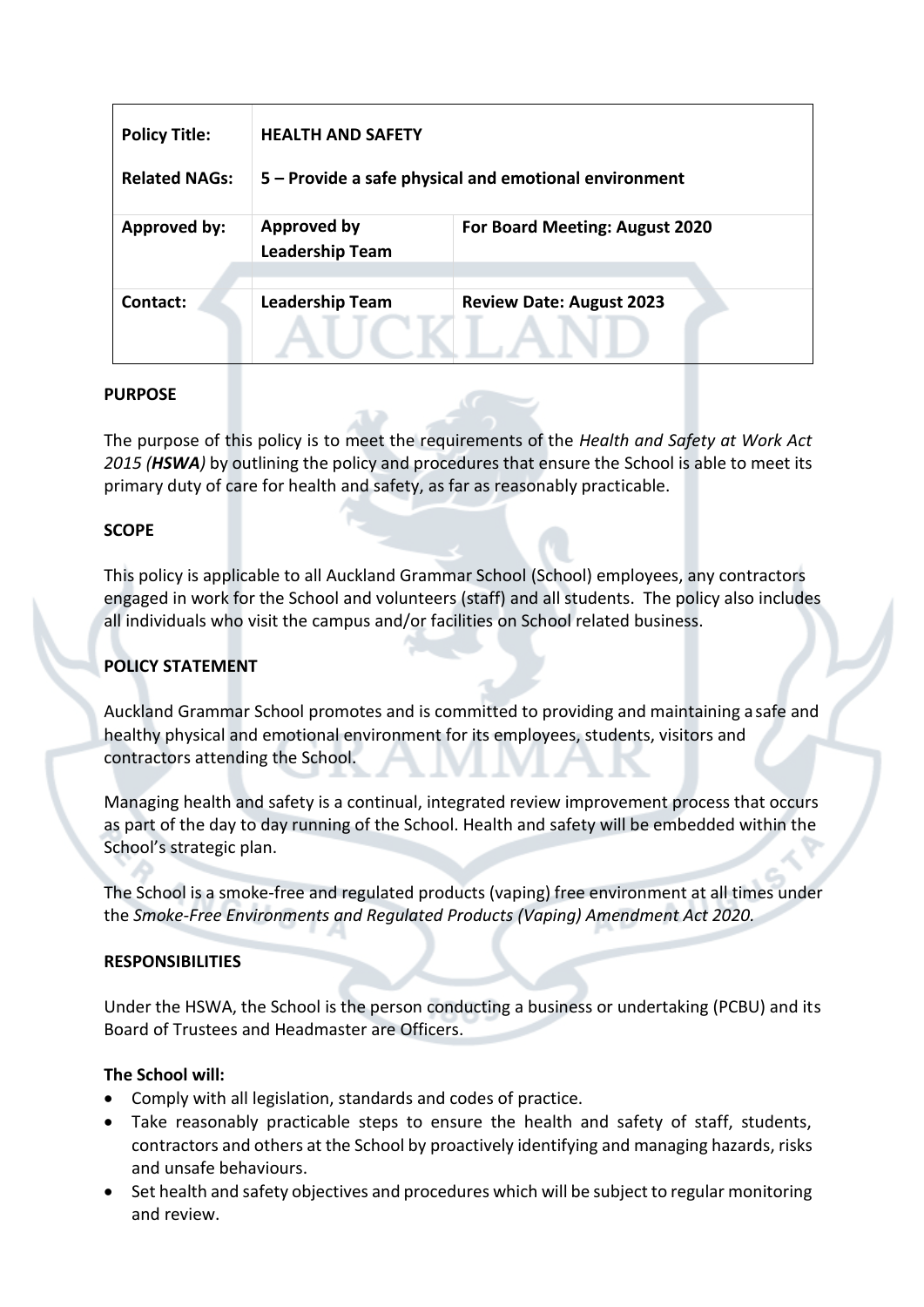| Policy Title: | HEALTH AND SAFETY | |
|---|---|---|
| Related NAGs: | 5 – Provide a safe physical and emotional environment | |
| Approved by: | Approved by Leadership Team | For Board Meeting: August 2020 |
| Contact: | Leadership Team | Review Date: August 2023 |

**PURPOSE**

The purpose of this policy is to meet the requirements of the *Health and Safety at Work Act 2015 (**HSWA**)* by outlining the policy and procedures that ensure the School is able to meet its primary duty of care for health and safety, as far as reasonably practicable.

**SCOPE**

This policy is applicable to all Auckland Grammar School (School) employees, any contractors engaged in work for the School and volunteers (staff) and all students. The policy also includes all individuals who visit the campus and/or facilities on School related business.

**POLICY STATEMENT**

Auckland Grammar School promotes and is committed to providing and maintaining a safe and healthy physical and emotional environment for its employees, students, visitors and contractors attending the School.

Managing health and safety is a continual, integrated review improvement process that occurs as part of the day to day running of the School. Health and safety will be embedded within the School's strategic plan.

The School is a smoke-free and regulated products (vaping) free environment at all times under the *Smoke-Free Environments and Regulated Products (Vaping) Amendment Act 2020.*

**RESPONSIBILITIES**

Under the HSWA, the School is the person conducting a business or undertaking (PCBU) and its Board of Trustees and Headmaster are Officers.

**The School will:**

- Comply with all legislation, standards and codes of practice.
- Take reasonably practicable steps to ensure the health and safety of staff, students, contractors and others at the School by proactively identifying and managing hazards, risks and unsafe behaviours.
- Set health and safety objectives and procedures which will be subject to regular monitoring and review.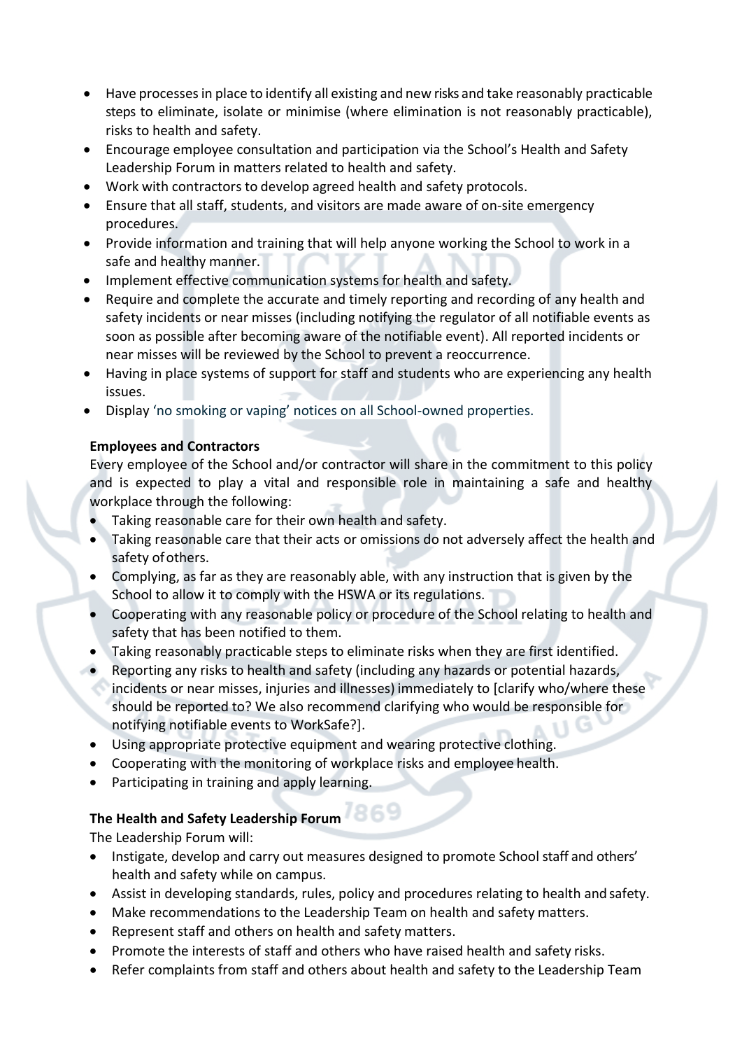- Have processes in place to identify all existing and new risks and take reasonably practicable steps to eliminate, isolate or minimise (where elimination is not reasonably practicable), risks to health and safety.
- Encourage employee consultation and participation via the School's Health and Safety Leadership Forum in matters related to health and safety.
- Work with contractors to develop agreed health and safety protocols.
- Ensure that all staff, students, and visitors are made aware of on-site emergency procedures.
- Provide information and training that will help anyone working the School to work in a safe and healthy manner.
- Implement effective communication systems for health and safety.
- Require and complete the accurate and timely reporting and recording of any health and safety incidents or near misses (including notifying the regulator of all notifiable events as soon as possible after becoming aware of the notifiable event). All reported incidents or near misses will be reviewed by the School to prevent a reoccurrence.
- Having in place systems of support for staff and students who are experiencing any health issues.
- Display 'no smoking or vaping' notices on all School-owned properties.

**Employees and Contractors**

Every employee of the School and/or contractor will share in the commitment to this policy and is expected to play a vital and responsible role in maintaining a safe and healthy workplace through the following:

- Taking reasonable care for their own health and safety.
- Taking reasonable care that their acts or omissions do not adversely affect the health and safety of others.
- Complying, as far as they are reasonably able, with any instruction that is given by the School to allow it to comply with the HSWA or its regulations.
- Cooperating with any reasonable policy or procedure of the School relating to health and safety that has been notified to them.
- Taking reasonably practicable steps to eliminate risks when they are first identified.
- Reporting any risks to health and safety (including any hazards or potential hazards, incidents or near misses, injuries and illnesses) immediately to [clarify who/where these should be reported to? We also recommend clarifying who would be responsible for notifying notifiable events to WorkSafe?].
- Using appropriate protective equipment and wearing protective clothing.
- Cooperating with the monitoring of workplace risks and employee health.
- Participating in training and apply learning.

**The Health and Safety Leadership Forum**

The Leadership Forum will:

- Instigate, develop and carry out measures designed to promote School staff and others' health and safety while on campus.
- Assist in developing standards, rules, policy and procedures relating to health and safety.
- Make recommendations to the Leadership Team on health and safety matters.
- Represent staff and others on health and safety matters.
- Promote the interests of staff and others who have raised health and safety risks.
- Refer complaints from staff and others about health and safety to the Leadership Team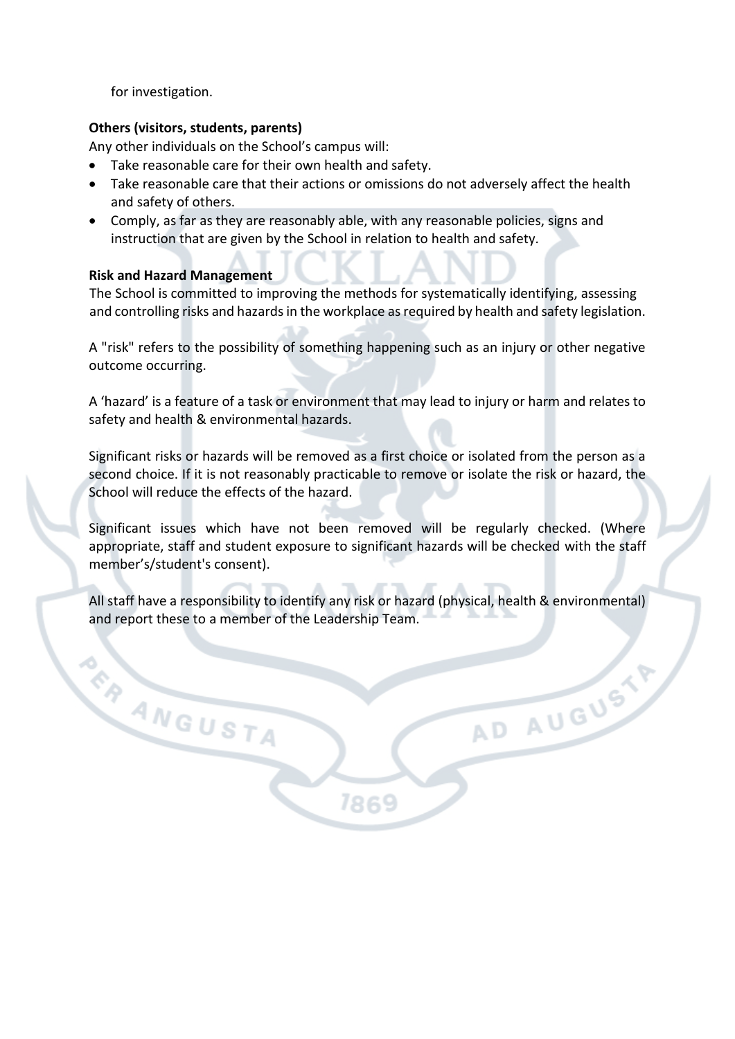for investigation.

**Others (visitors, students, parents)**

Any other individuals on the School's campus will:

- Take reasonable care for their own health and safety.
- Take reasonable care that their actions or omissions do not adversely affect the health and safety of others.
- Comply, as far as they are reasonably able, with any reasonable policies, signs and instruction that are given by the School in relation to health and safety.

**Risk and Hazard Management**

The School is committed to improving the methods for systematically identifying, assessing and controlling risks and hazards in the workplace as required by health and safety legislation.

A "risk" refers to the possibility of something happening such as an injury or other negative outcome occurring.

A 'hazard' is a feature of a task or environment that may lead to injury or harm and relates to safety and health & environmental hazards.

Significant risks or hazards will be removed as a first choice or isolated from the person as a second choice. If it is not reasonably practicable to remove or isolate the risk or hazard, the School will reduce the effects of the hazard.

Significant issues which have not been removed will be regularly checked. (Where appropriate, staff and student exposure to significant hazards will be checked with the staff member's/student's consent).

All staff have a responsibility to identify any risk or hazard (physical, health & environmental) and report these to a member of the Leadership Team.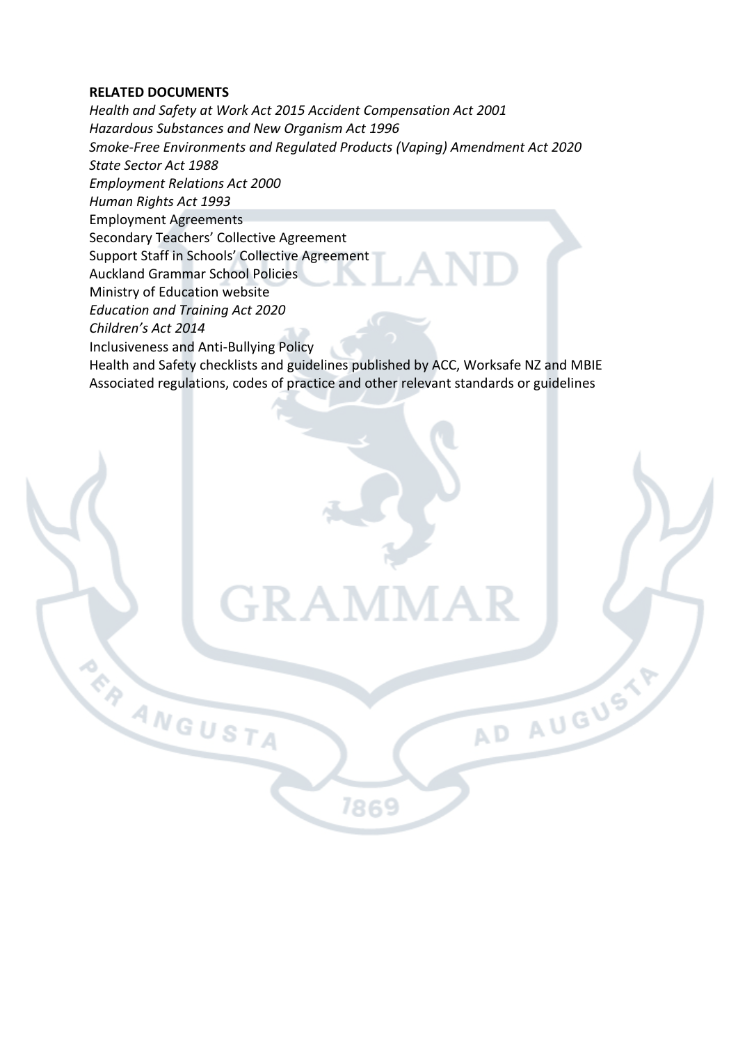**RELATED DOCUMENTS**

*Health and Safety at Work Act 2015 Accident Compensation Act 2001*
*Hazardous Substances and New Organism Act 1996*
*Smoke-Free Environments and Regulated Products (Vaping) Amendment Act 2020*
*State Sector Act 1988*
*Employment Relations Act 2000*
*Human Rights Act 1993*
Employment Agreements
Secondary Teachers' Collective Agreement
Support Staff in Schools' Collective Agreement
Auckland Grammar School Policies
Ministry of Education website
*Education and Training Act 2020*
*Children's Act 2014*
Inclusiveness and Anti-Bullying Policy
Health and Safety checklists and guidelines published by ACC, Worksafe NZ and MBIE
Associated regulations, codes of practice and other relevant standards or guidelines